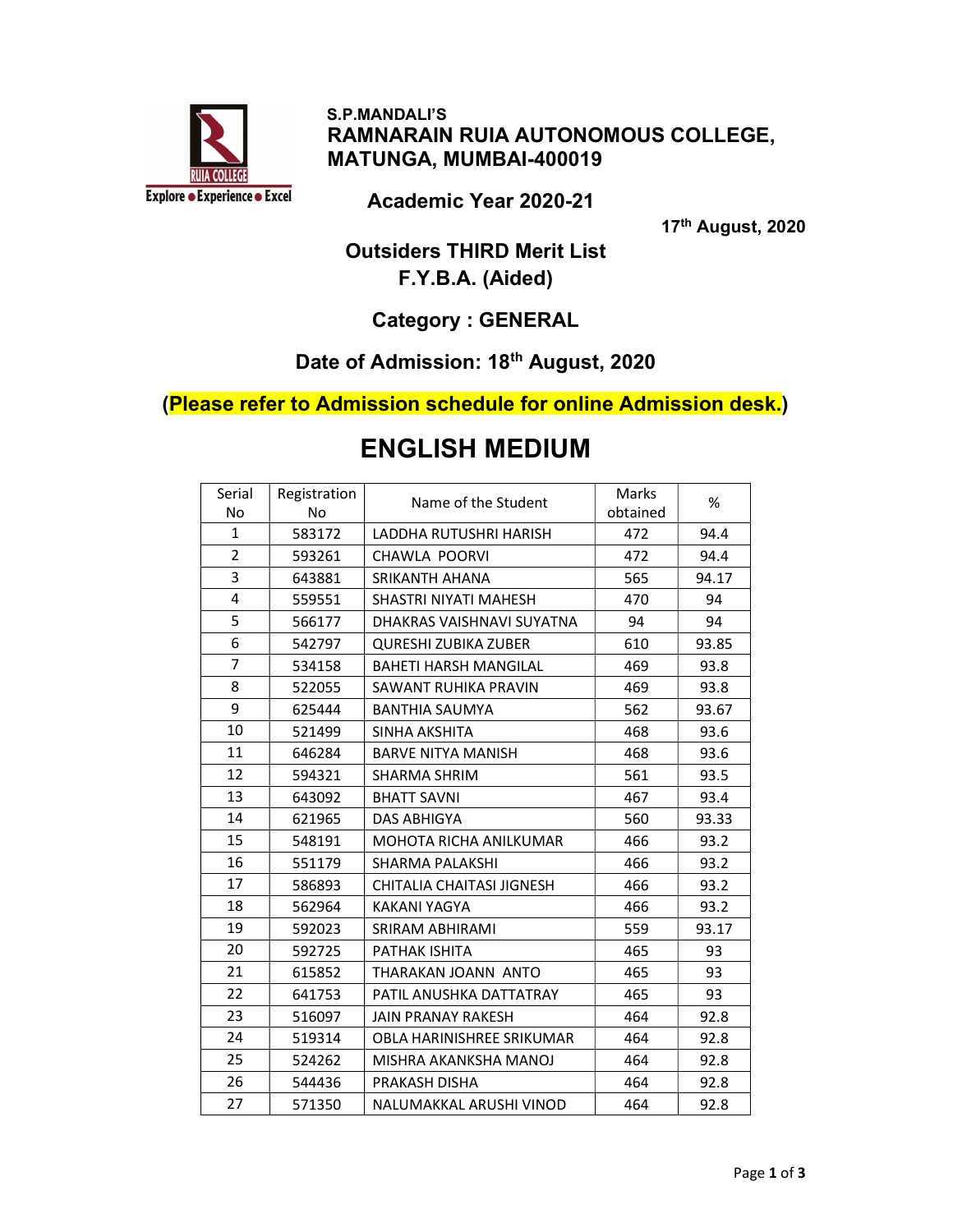S.P.MANDALI'S

# RAMNARAIN RUIA AUTONOMOUS COLLEGE, MATUNGA, MUMBAI-400019

## Academic Year 2020-21

17th August, 2020

## Outsiders THIRD Merit List
## F.Y.B.A. (Aided)

## Category : GENERAL

### Date of Admission: 18th August, 2020

**(Please refer to Admission schedule for online Admission desk.)**

# ENGLISH MEDIUM

| Serial No | Registration No | Name of the Student | Marks obtained | % |
|---|---|---|---|---|
| 1 | 583172 | LADDHA RUTUSHRI HARISH | 472 | 94.4 |
| 2 | 593261 | CHAWLA POORVI | 472 | 94.4 |
| 3 | 643881 | SRIKANTH AHANA | 565 | 94.17 |
| 4 | 559551 | SHASTRI NIYATI MAHESH | 470 | 94 |
| 5 | 566177 | DHAKRAS VAISHNAVI SUYATNA | 94 | 94 |
| 6 | 542797 | QURESHI ZUBIKA ZUBER | 610 | 93.85 |
| 7 | 534158 | BAHETI HARSH MANGILAL | 469 | 93.8 |
| 8 | 522055 | SAWANT RUHIKA PRAVIN | 469 | 93.8 |
| 9 | 625444 | BANTHIA SAUMYA | 562 | 93.67 |
| 10 | 521499 | SINHA AKSHITA | 468 | 93.6 |
| 11 | 646284 | BARVE NITYA MANISH | 468 | 93.6 |
| 12 | 594321 | SHARMA SHRIM | 561 | 93.5 |
| 13 | 643092 | BHATT SAVNI | 467 | 93.4 |
| 14 | 621965 | DAS ABHIGYA | 560 | 93.33 |
| 15 | 548191 | MOHOTA RICHA ANILKUMAR | 466 | 93.2 |
| 16 | 551179 | SHARMA PALAKSHI | 466 | 93.2 |
| 17 | 586893 | CHITALIA CHAITASI JIGNESH | 466 | 93.2 |
| 18 | 562964 | KAKANI YAGYA | 466 | 93.2 |
| 19 | 592023 | SRIRAM ABHIRAMI | 559 | 93.17 |
| 20 | 592725 | PATHAK ISHITA | 465 | 93 |
| 21 | 615852 | THARAKAN JOANN ANTO | 465 | 93 |
| 22 | 641753 | PATIL ANUSHKA DATTATRAY | 465 | 93 |
| 23 | 516097 | JAIN PRANAY RAKESH | 464 | 92.8 |
| 24 | 519314 | OBLA HARINISHREE SRIKUMAR | 464 | 92.8 |
| 25 | 524262 | MISHRA AKANKSHA MANOJ | 464 | 92.8 |
| 26 | 544436 | PRAKASH DISHA | 464 | 92.8 |
| 27 | 571350 | NALUMAKKAL ARUSHI VINOD | 464 | 92.8 |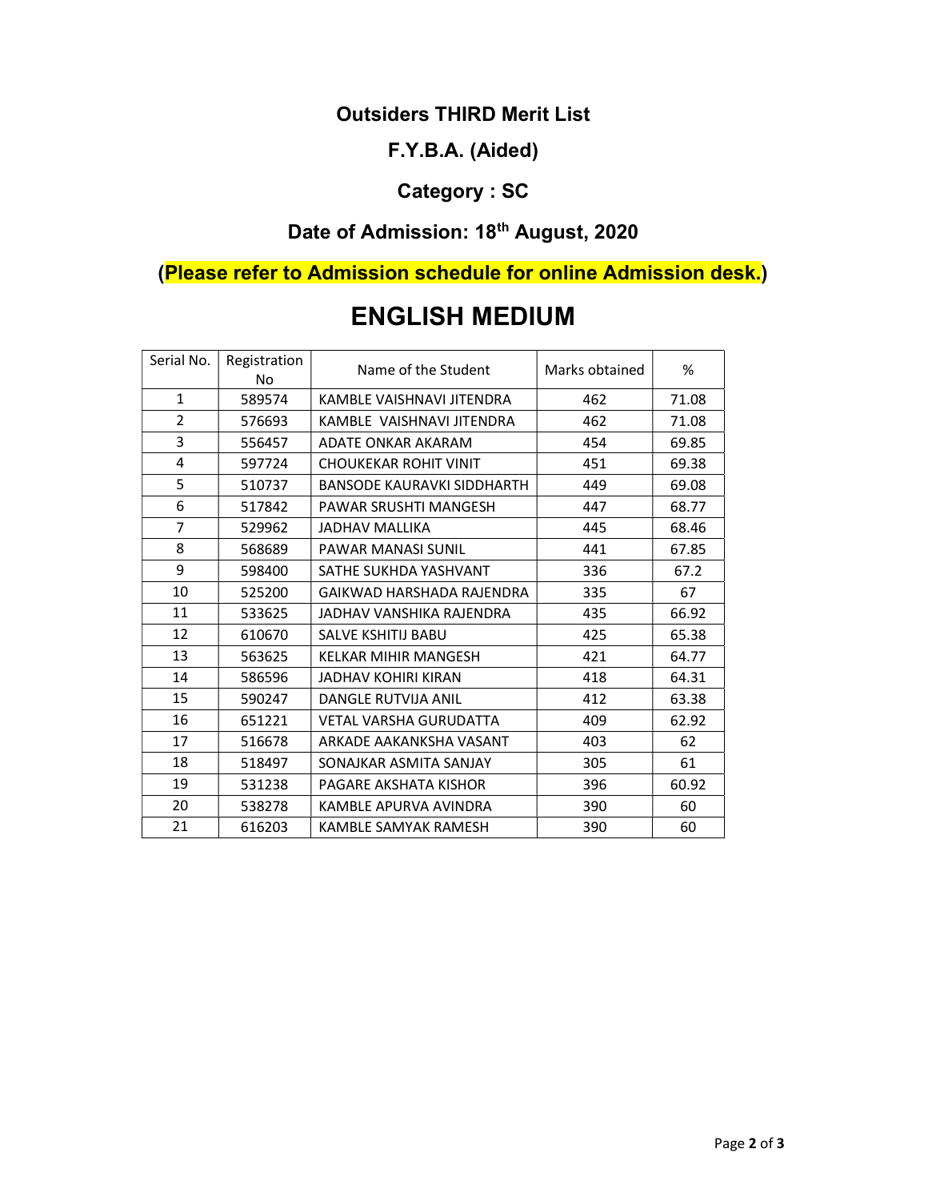## Outsiders THIRD Merit List

## F.Y.B.A. (Aided)

## Category : SC

## Date of Admission: 18th August, 2020

**(Please refer to Admission schedule for online Admission desk.)**

# ENGLISH MEDIUM

| Serial No. | Registration No | Name of the Student | Marks obtained | % |
|---|---|---|---|---|
| 1 | 589574 | KAMBLE VAISHNAVI JITENDRA | 462 | 71.08 |
| 2 | 576693 | KAMBLE VAISHNAVI JITENDRA | 462 | 71.08 |
| 3 | 556457 | ADATE ONKAR AKARAM | 454 | 69.85 |
| 4 | 597724 | CHOUKEKAR ROHIT VINIT | 451 | 69.38 |
| 5 | 510737 | BANSODE KAURAVKI SIDDHARTH | 449 | 69.08 |
| 6 | 517842 | PAWAR SRUSHTI MANGESH | 447 | 68.77 |
| 7 | 529962 | JADHAV MALLIKA | 445 | 68.46 |
| 8 | 568689 | PAWAR MANASI SUNIL | 441 | 67.85 |
| 9 | 598400 | SATHE SUKHDA YASHVANT | 336 | 67.2 |
| 10 | 525200 | GAIKWAD HARSHADA RAJENDRA | 335 | 67 |
| 11 | 533625 | JADHAV VANSHIKA RAJENDRA | 435 | 66.92 |
| 12 | 610670 | SALVE KSHITIJ BABU | 425 | 65.38 |
| 13 | 563625 | KELKAR MIHIR MANGESH | 421 | 64.77 |
| 14 | 586596 | JADHAV KOHIRI KIRAN | 418 | 64.31 |
| 15 | 590247 | DANGLE RUTVIJA ANIL | 412 | 63.38 |
| 16 | 651221 | VETAL VARSHA GURUDATTA | 409 | 62.92 |
| 17 | 516678 | ARKADE AAKANKSHA VASANT | 403 | 62 |
| 18 | 518497 | SONAJKAR ASMITA SANJAY | 305 | 61 |
| 19 | 531238 | PAGARE AKSHATA KISHOR | 396 | 60.92 |
| 20 | 538278 | KAMBLE APURVA AVINDRA | 390 | 60 |
| 21 | 616203 | KAMBLE SAMYAK RAMESH | 390 | 60 |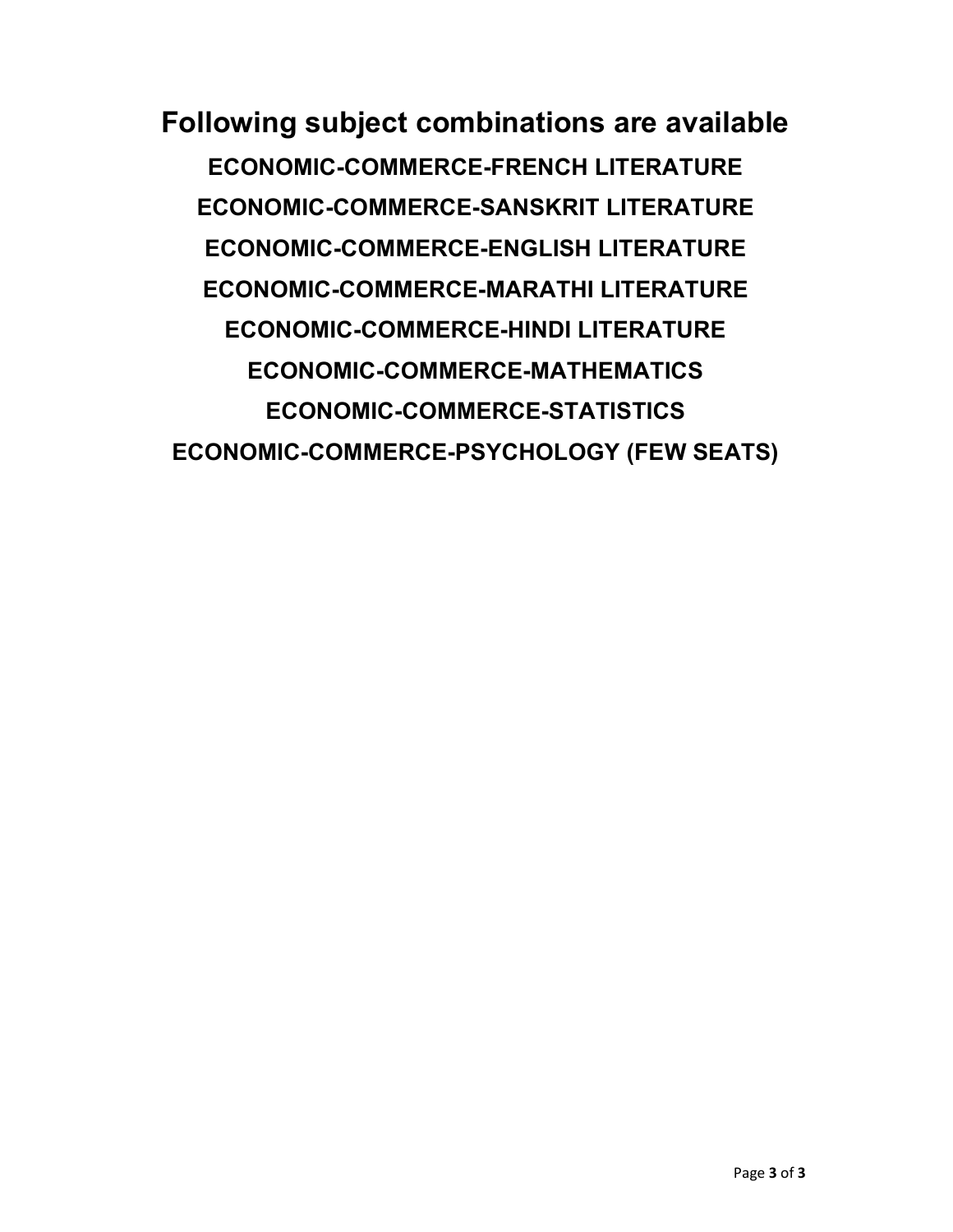## Following subject combinations are available

**ECONOMIC-COMMERCE-FRENCH LITERATURE**

**ECONOMIC-COMMERCE-SANSKRIT LITERATURE**

**ECONOMIC-COMMERCE-ENGLISH LITERATURE**

**ECONOMIC-COMMERCE-MARATHI LITERATURE**

**ECONOMIC-COMMERCE-HINDI LITERATURE**

**ECONOMIC-COMMERCE-MATHEMATICS**

**ECONOMIC-COMMERCE-STATISTICS**

**ECONOMIC-COMMERCE-PSYCHOLOGY (FEW SEATS)**